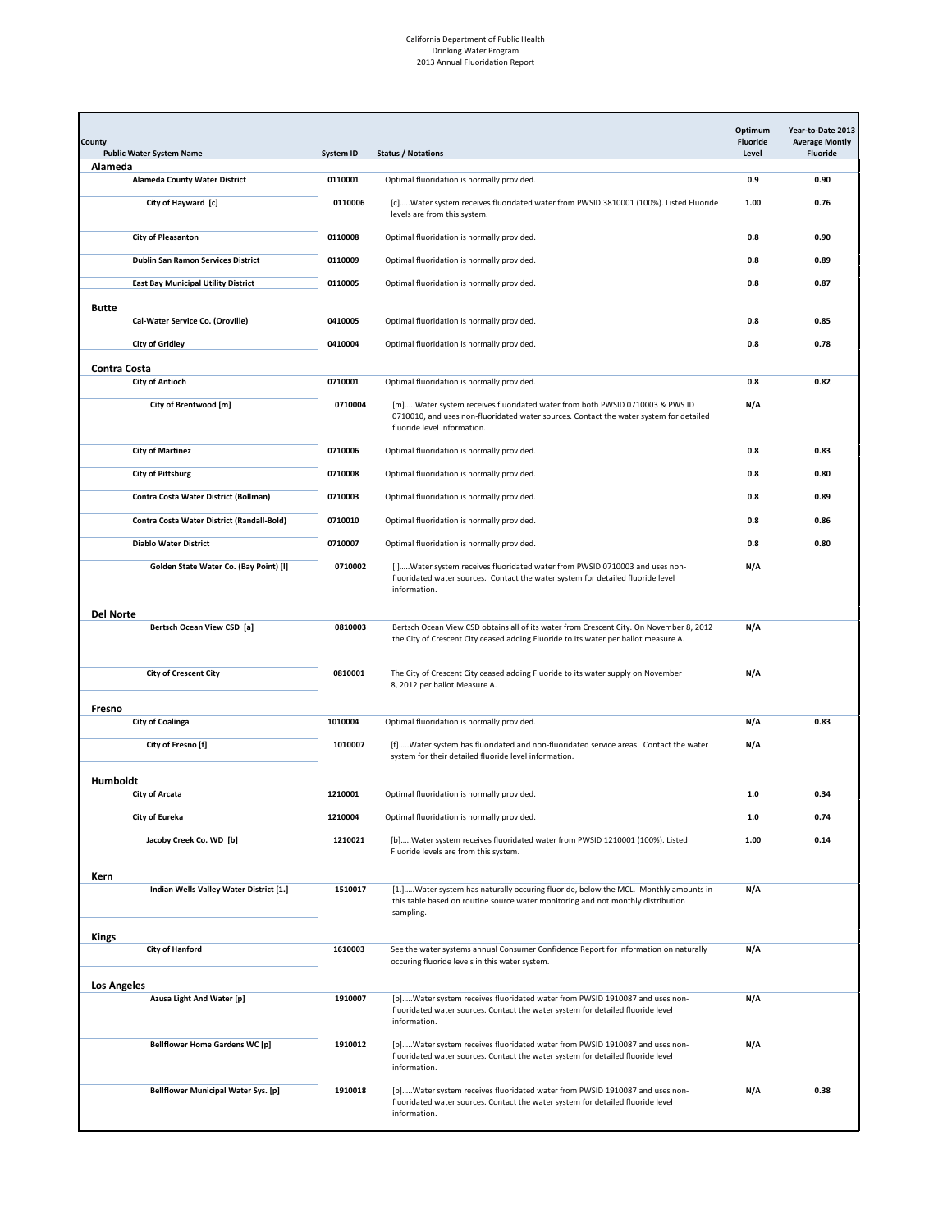California Department of Public Health
Drinking Water Program
2013 Annual Fluoridation Report

| County / Public Water System Name | System ID | Status / Notations | Optimum Fluoride Level | Year-to-Date 2013 Average Montly Fluoride |
|---|---|---|---|---|
| **Alameda** | | | | |
| Alameda County Water District | 0110001 | Optimal fluoridation is normally provided. | 0.9 | 0.90 |
| City of Hayward [c] | 0110006 | [c].....Water system receives fluoridated water from PWSID 3810001 (100%). Listed Fluoride levels are from this system. | 1.00 | 0.76 |
| City of Pleasanton | 0110008 | Optimal fluoridation is normally provided. | 0.8 | 0.90 |
| Dublin San Ramon Services District | 0110009 | Optimal fluoridation is normally provided. | 0.8 | 0.89 |
| East Bay Municipal Utility District | 0110005 | Optimal fluoridation is normally provided. | 0.8 | 0.87 |
| **Butte** | | | | |
| Cal-Water Service Co. (Oroville) | 0410005 | Optimal fluoridation is normally provided. | 0.8 | 0.85 |
| City of Gridley | 0410004 | Optimal fluoridation is normally provided. | 0.8 | 0.78 |
| **Contra Costa** | | | | |
| City of Antioch | 0710001 | Optimal fluoridation is normally provided. | 0.8 | 0.82 |
| City of Brentwood [m] | 0710004 | [m].....Water system receives fluoridated water from both PWSID 0710003 & PWS ID 0710010, and uses non-fluoridated water sources. Contact the water system for detailed fluoride level information. | N/A | |
| City of Martinez | 0710006 | Optimal fluoridation is normally provided. | 0.8 | 0.83 |
| City of Pittsburg | 0710008 | Optimal fluoridation is normally provided. | 0.8 | 0.80 |
| Contra Costa Water District (Bollman) | 0710003 | Optimal fluoridation is normally provided. | 0.8 | 0.89 |
| Contra Costa Water District (Randall-Bold) | 0710010 | Optimal fluoridation is normally provided. | 0.8 | 0.86 |
| Diablo Water District | 0710007 | Optimal fluoridation is normally provided. | 0.8 | 0.80 |
| Golden State Water Co. (Bay Point) [l] | 0710002 | [l].....Water system receives fluoridated water from PWSID 0710003 and uses non-fluoridated water sources. Contact the water system for detailed fluoride level information. | N/A | |
| **Del Norte** | | | | |
| Bertsch Ocean View CSD [a] | 0810003 | Bertsch Ocean View CSD obtains all of its water from Crescent City. On November 8, 2012 the City of Crescent City ceased adding Fluoride to its water per ballot measure A. | N/A | |
| City of Crescent City | 0810001 | The City of Crescent City ceased adding Fluoride to its water supply on November 8, 2012 per ballot Measure A. | N/A | |
| **Fresno** | | | | |
| City of Coalinga | 1010004 | Optimal fluoridation is normally provided. | N/A | 0.83 |
| City of Fresno [f] | 1010007 | [f].....Water system has fluoridated and non-fluoridated service areas. Contact the water system for their detailed fluoride level information. | N/A | |
| **Humboldt** | | | | |
| City of Arcata | 1210001 | Optimal fluoridation is normally provided. | 1.0 | 0.34 |
| City of Eureka | 1210004 | Optimal fluoridation is normally provided. | 1.0 | 0.74 |
| Jacoby Creek Co. WD [b] | 1210021 | [b].....Water system receives fluoridated water from PWSID 1210001 (100%). Listed Fluoride levels are from this system. | 1.00 | 0.14 |
| **Kern** | | | | |
| Indian Wells Valley Water District [1.] | 1510017 | [1.].....Water system has naturally occuring fluoride, below the MCL. Monthly amounts in this table based on routine source water monitoring and not monthly distribution sampling. | N/A | |
| **Kings** | | | | |
| City of Hanford | 1610003 | See the water systems annual Consumer Confidence Report for information on naturally occuring fluoride levels in this water system. | N/A | |
| **Los Angeles** | | | | |
| Azusa Light And Water [p] | 1910007 | [p].....Water system receives fluoridated water from PWSID 1910087 and uses non-fluoridated water sources. Contact the water system for detailed fluoride level information. | N/A | |
| Bellflower Home Gardens WC [p] | 1910012 | [p].....Water system receives fluoridated water from PWSID 1910087 and uses non-fluoridated water sources. Contact the water system for detailed fluoride level information. | N/A | |
| Bellflower Municipal Water Sys. [p] | 1910018 | [p].....Water system receives fluoridated water from PWSID 1910087 and uses non-fluoridated water sources. Contact the water system for detailed fluoride level information. | N/A | 0.38 |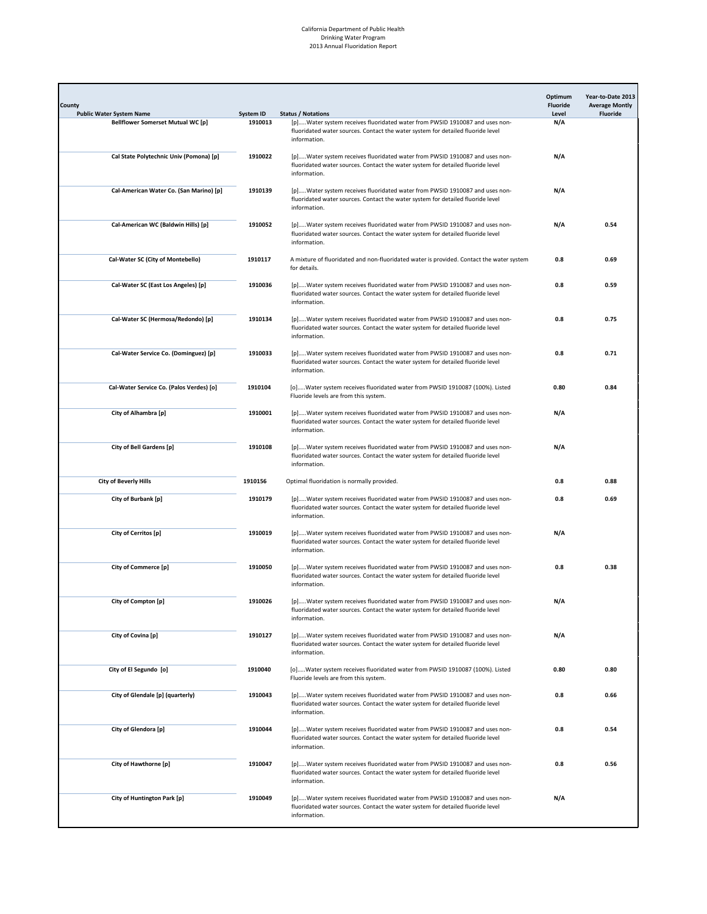California Department of Public Health
Drinking Water Program
2013 Annual Fluoridation Report

| County<br>Public Water System Name | System ID | Status / Notations | Optimum Fluoride Level | Year-to-Date 2013 Average Montly Fluoride |
|---|---|---|---|---|
| **Bellflower Somerset Mutual WC [p]** | **1910013** | [p].....Water system receives fluoridated water from PWSID 1910087 and uses non-fluoridated water sources. Contact the water system for detailed fluoride level information. | **N/A** | |
| **Cal State Polytechnic Univ (Pomona) [p]** | **1910022** | [p].....Water system receives fluoridated water from PWSID 1910087 and uses non-fluoridated water sources. Contact the water system for detailed fluoride level information. | **N/A** | |
| **Cal-American Water Co. (San Marino) [p]** | **1910139** | [p].....Water system receives fluoridated water from PWSID 1910087 and uses non-fluoridated water sources. Contact the water system for detailed fluoride level information. | **N/A** | |
| **Cal-American WC (Baldwin Hills) [p]** | **1910052** | [p].....Water system receives fluoridated water from PWSID 1910087 and uses non-fluoridated water sources. Contact the water system for detailed fluoride level information. | **N/A** | **0.54** |
| **Cal-Water SC (City of Montebello)** | **1910117** | A mixture of fluoridated and non-fluoridated water is provided. Contact the water system for details. | **0.8** | **0.69** |
| **Cal-Water SC (East Los Angeles) [p]** | **1910036** | [p].....Water system receives fluoridated water from PWSID 1910087 and uses non-fluoridated water sources. Contact the water system for detailed fluoride level information. | **0.8** | **0.59** |
| **Cal-Water SC (Hermosa/Redondo) [p]** | **1910134** | [p].....Water system receives fluoridated water from PWSID 1910087 and uses non-fluoridated water sources. Contact the water system for detailed fluoride level information. | **0.8** | **0.75** |
| **Cal-Water Service Co. (Dominguez) [p]** | **1910033** | [p].....Water system receives fluoridated water from PWSID 1910087 and uses non-fluoridated water sources. Contact the water system for detailed fluoride level information. | **0.8** | **0.71** |
| **Cal-Water Service Co. (Palos Verdes) [o]** | **1910104** | [o].....Water system receives fluoridated water from PWSID 1910087 (100%). Listed Fluoride levels are from this system. | **0.80** | **0.84** |
| **City of Alhambra [p]** | **1910001** | [p].....Water system receives fluoridated water from PWSID 1910087 and uses non-fluoridated water sources. Contact the water system for detailed fluoride level information. | **N/A** | |
| **City of Bell Gardens [p]** | **1910108** | [p].....Water system receives fluoridated water from PWSID 1910087 and uses non-fluoridated water sources. Contact the water system for detailed fluoride level information. | **N/A** | |
| **City of Beverly Hills** | **1910156** | Optimal fluoridation is normally provided. | **0.8** | **0.88** |
| **City of Burbank [p]** | **1910179** | [p].....Water system receives fluoridated water from PWSID 1910087 and uses non-fluoridated water sources. Contact the water system for detailed fluoride level information. | **0.8** | **0.69** |
| **City of Cerritos [p]** | **1910019** | [p].....Water system receives fluoridated water from PWSID 1910087 and uses non-fluoridated water sources. Contact the water system for detailed fluoride level information. | **N/A** | |
| **City of Commerce [p]** | **1910050** | [p].....Water system receives fluoridated water from PWSID 1910087 and uses non-fluoridated water sources. Contact the water system for detailed fluoride level information. | **0.8** | **0.38** |
| **City of Compton [p]** | **1910026** | [p].....Water system receives fluoridated water from PWSID 1910087 and uses non-fluoridated water sources. Contact the water system for detailed fluoride level information. | **N/A** | |
| **City of Covina [p]** | **1910127** | [p].....Water system receives fluoridated water from PWSID 1910087 and uses non-fluoridated water sources. Contact the water system for detailed fluoride level information. | **N/A** | |
| **City of El Segundo [o]** | **1910040** | [o].....Water system receives fluoridated water from PWSID 1910087 (100%). Listed Fluoride levels are from this system. | **0.80** | **0.80** |
| **City of Glendale [p] (quarterly)** | **1910043** | [p].....Water system receives fluoridated water from PWSID 1910087 and uses non-fluoridated water sources. Contact the water system for detailed fluoride level information. | **0.8** | **0.66** |
| **City of Glendora [p]** | **1910044** | [p].....Water system receives fluoridated water from PWSID 1910087 and uses non-fluoridated water sources. Contact the water system for detailed fluoride level information. | **0.8** | **0.54** |
| **City of Hawthorne [p]** | **1910047** | [p].....Water system receives fluoridated water from PWSID 1910087 and uses non-fluoridated water sources. Contact the water system for detailed fluoride level information. | **0.8** | **0.56** |
| **City of Huntington Park [p]** | **1910049** | [p].....Water system receives fluoridated water from PWSID 1910087 and uses non-fluoridated water sources. Contact the water system for detailed fluoride level information. | **N/A** | |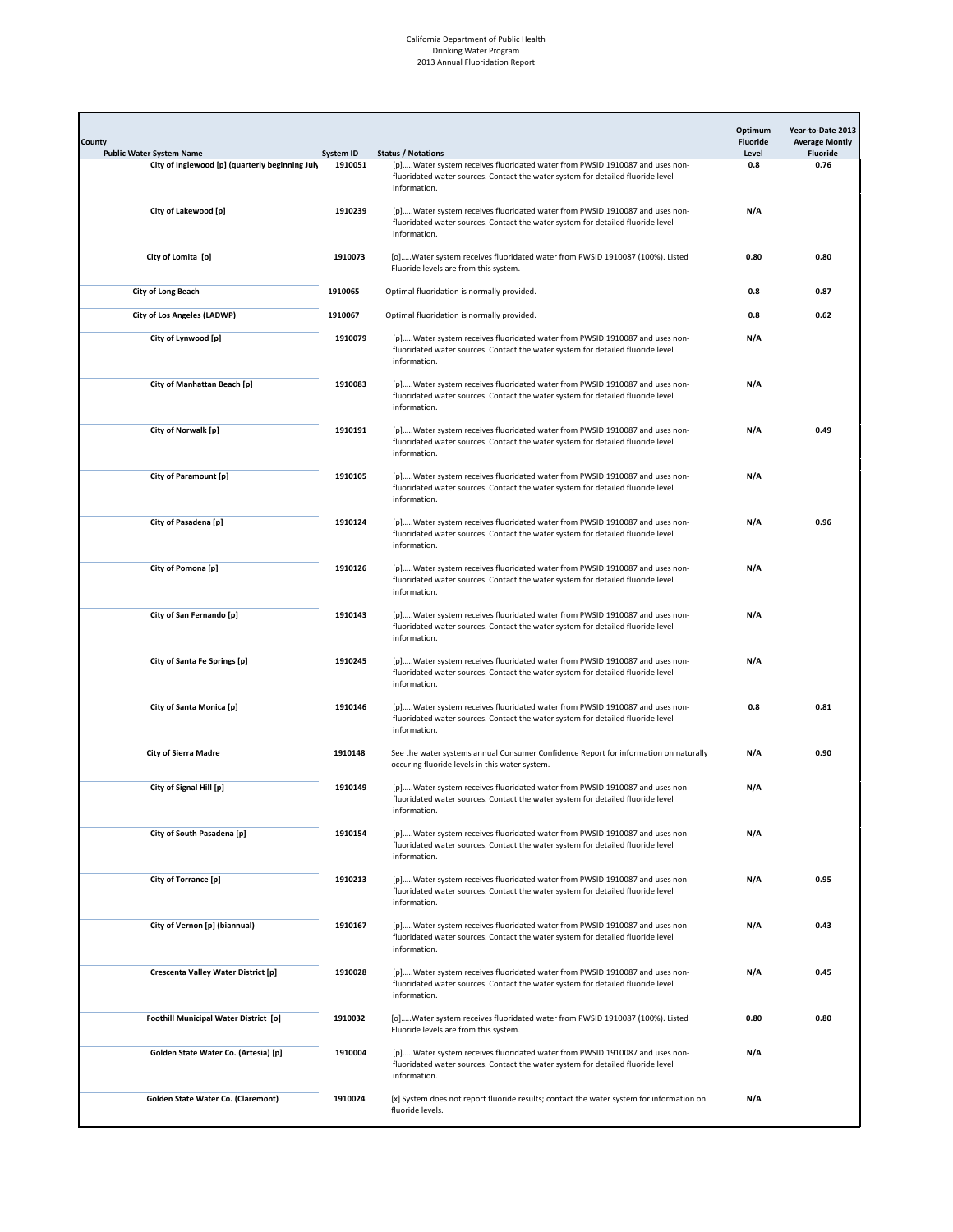California Department of Public Health
Drinking Water Program
2013 Annual Fluoridation Report

| County / Public Water System Name | System ID | Status / Notations | Optimum Fluoride Level | Year-to-Date 2013 Average Montly Fluoride |
|---|---|---|---|---|
| City of Inglewood [p] (quarterly beginning July | 1910051 | [p].....Water system receives fluoridated water from PWSID 1910087 and uses non-fluoridated water sources. Contact the water system for detailed fluoride level information. | 0.8 | 0.76 |
| City of Lakewood [p] | 1910239 | [p].....Water system receives fluoridated water from PWSID 1910087 and uses non-fluoridated water sources. Contact the water system for detailed fluoride level information. | N/A | |
| City of Lomita [o] | 1910073 | [o].....Water system receives fluoridated water from PWSID 1910087 (100%). Listed Fluoride levels are from this system. | 0.80 | 0.80 |
| City of Long Beach | 1910065 | Optimal fluoridation is normally provided. | 0.8 | 0.87 |
| City of Los Angeles (LADWP) | 1910067 | Optimal fluoridation is normally provided. | 0.8 | 0.62 |
| City of Lynwood [p] | 1910079 | [p].....Water system receives fluoridated water from PWSID 1910087 and uses non-fluoridated water sources. Contact the water system for detailed fluoride level information. | N/A | |
| City of Manhattan Beach [p] | 1910083 | [p].....Water system receives fluoridated water from PWSID 1910087 and uses non-fluoridated water sources. Contact the water system for detailed fluoride level information. | N/A | |
| City of Norwalk [p] | 1910191 | [p].....Water system receives fluoridated water from PWSID 1910087 and uses non-fluoridated water sources. Contact the water system for detailed fluoride level information. | N/A | 0.49 |
| City of Paramount [p] | 1910105 | [p].....Water system receives fluoridated water from PWSID 1910087 and uses non-fluoridated water sources. Contact the water system for detailed fluoride level information. | N/A | |
| City of Pasadena [p] | 1910124 | [p].....Water system receives fluoridated water from PWSID 1910087 and uses non-fluoridated water sources. Contact the water system for detailed fluoride level information. | N/A | 0.96 |
| City of Pomona [p] | 1910126 | [p].....Water system receives fluoridated water from PWSID 1910087 and uses non-fluoridated water sources. Contact the water system for detailed fluoride level information. | N/A | |
| City of San Fernando [p] | 1910143 | [p].....Water system receives fluoridated water from PWSID 1910087 and uses non-fluoridated water sources. Contact the water system for detailed fluoride level information. | N/A | |
| City of Santa Fe Springs [p] | 1910245 | [p].....Water system receives fluoridated water from PWSID 1910087 and uses non-fluoridated water sources. Contact the water system for detailed fluoride level information. | N/A | |
| City of Santa Monica [p] | 1910146 | [p].....Water system receives fluoridated water from PWSID 1910087 and uses non-fluoridated water sources. Contact the water system for detailed fluoride level information. | 0.8 | 0.81 |
| City of Sierra Madre | 1910148 | See the water systems annual Consumer Confidence Report for information on naturally occuring fluoride levels in this water system. | N/A | 0.90 |
| City of Signal Hill [p] | 1910149 | [p].....Water system receives fluoridated water from PWSID 1910087 and uses non-fluoridated water sources. Contact the water system for detailed fluoride level information. | N/A | |
| City of South Pasadena [p] | 1910154 | [p].....Water system receives fluoridated water from PWSID 1910087 and uses non-fluoridated water sources. Contact the water system for detailed fluoride level information. | N/A | |
| City of Torrance [p] | 1910213 | [p].....Water system receives fluoridated water from PWSID 1910087 and uses non-fluoridated water sources. Contact the water system for detailed fluoride level information. | N/A | 0.95 |
| City of Vernon [p] (biannual) | 1910167 | [p].....Water system receives fluoridated water from PWSID 1910087 and uses non-fluoridated water sources. Contact the water system for detailed fluoride level information. | N/A | 0.43 |
| Crescenta Valley Water District [p] | 1910028 | [p].....Water system receives fluoridated water from PWSID 1910087 and uses non-fluoridated water sources. Contact the water system for detailed fluoride level information. | N/A | 0.45 |
| Foothill Municipal Water District [o] | 1910032 | [o].....Water system receives fluoridated water from PWSID 1910087 (100%). Listed Fluoride levels are from this system. | 0.80 | 0.80 |
| Golden State Water Co. (Artesia) [p] | 1910004 | [p].....Water system receives fluoridated water from PWSID 1910087 and uses non-fluoridated water sources. Contact the water system for detailed fluoride level information. | N/A | |
| Golden State Water Co. (Claremont) | 1910024 | [x] System does not report fluoride results; contact the water system for information on fluoride levels. | N/A | |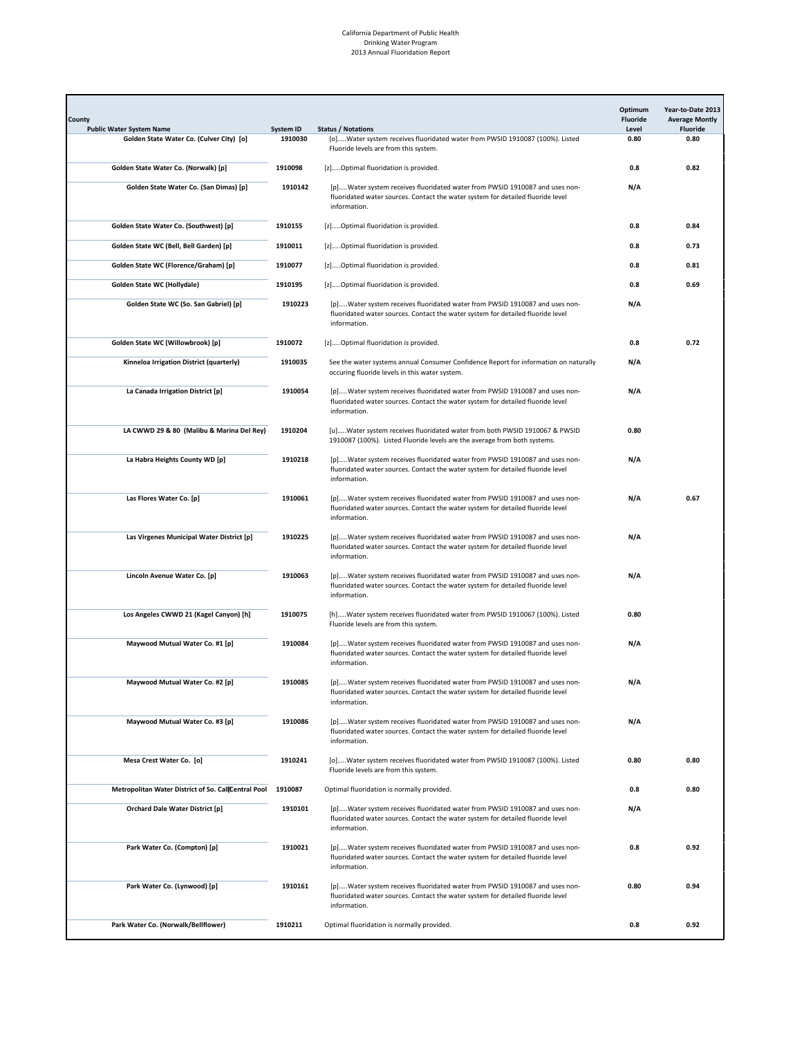California Department of Public Health
Drinking Water Program
2013 Annual Fluoridation Report

| County<br>Public Water System Name | System ID | Status / Notations | Optimum Fluoride Level | Year-to-Date 2013 Average Montly Fluoride |
|---|---|---|---|---|
| Golden State Water Co. (Culver City) [o] | 1910030 | [o].....Water system receives fluoridated water from PWSID 1910087 (100%). Listed Fluoride levels are from this system. | 0.80 | 0.80 |
| Golden State Water Co. (Norwalk) [p] | 1910098 | [z].....Optimal fluoridation is provided. | 0.8 | 0.82 |
| Golden State Water Co. (San Dimas) [p] | 1910142 | [p].....Water system receives fluoridated water from PWSID 1910087 and uses non-fluoridated water sources. Contact the water system for detailed fluoride level information. | N/A | |
| Golden State Water Co. (Southwest) [p] | 1910155 | [z].....Optimal fluoridation is provided. | 0.8 | 0.84 |
| Golden State WC (Bell, Bell Garden) [p] | 1910011 | [z].....Optimal fluoridation is provided. | 0.8 | 0.73 |
| Golden State WC (Florence/Graham) [p] | 1910077 | [z].....Optimal fluoridation is provided. | 0.8 | 0.81 |
| Golden State WC (Hollydale) | 1910195 | [z].....Optimal fluoridation is provided. | 0.8 | 0.69 |
| Golden State WC (So. San Gabriel) [p] | 1910223 | [p].....Water system receives fluoridated water from PWSID 1910087 and uses non-fluoridated water sources. Contact the water system for detailed fluoride level information. | N/A | |
| Golden State WC (Willowbrook) [p] | 1910072 | [z].....Optimal fluoridation is provided. | 0.8 | 0.72 |
| Kinneloa Irrigation District (quarterly) | 1910035 | See the water systems annual Consumer Confidence Report for information on naturally occuring fluoride levels in this water system. | N/A | |
| La Canada Irrigation District [p] | 1910054 | [p].....Water system receives fluoridated water from PWSID 1910087 and uses non-fluoridated water sources. Contact the water system for detailed fluoride level information. | N/A | |
| LA CWWD 29 & 80 (Malibu & Marina Del Rey) | 1910204 | [u].....Water system receives fluoridated water from both PWSID 1910067 & PWSID 1910087 (100%). Listed Fluoride levels are the average from both systems. | 0.80 | |
| La Habra Heights County WD [p] | 1910218 | [p].....Water system receives fluoridated water from PWSID 1910087 and uses non-fluoridated water sources. Contact the water system for detailed fluoride level information. | N/A | |
| Las Flores Water Co. [p] | 1910061 | [p].....Water system receives fluoridated water from PWSID 1910087 and uses non-fluoridated water sources. Contact the water system for detailed fluoride level information. | N/A | 0.67 |
| Las Virgenes Municipal Water District [p] | 1910225 | [p].....Water system receives fluoridated water from PWSID 1910087 and uses non-fluoridated water sources. Contact the water system for detailed fluoride level information. | N/A | |
| Lincoln Avenue Water Co. [p] | 1910063 | [p].....Water system receives fluoridated water from PWSID 1910087 and uses non-fluoridated water sources. Contact the water system for detailed fluoride level information. | N/A | |
| Los Angeles CWWD 21 (Kagel Canyon) [h] | 1910075 | [h].....Water system receives fluoridated water from PWSID 1910067 (100%). Listed Fluoride levels are from this system. | 0.80 | |
| Maywood Mutual Water Co. #1 [p] | 1910084 | [p].....Water system receives fluoridated water from PWSID 1910087 and uses non-fluoridated water sources. Contact the water system for detailed fluoride level information. | N/A | |
| Maywood Mutual Water Co. #2 [p] | 1910085 | [p].....Water system receives fluoridated water from PWSID 1910087 and uses non-fluoridated water sources. Contact the water system for detailed fluoride level information. | N/A | |
| Maywood Mutual Water Co. #3 [p] | 1910086 | [p].....Water system receives fluoridated water from PWSID 1910087 and uses non-fluoridated water sources. Contact the water system for detailed fluoride level information. | N/A | |
| Mesa Crest Water Co. [o] | 1910241 | [o].....Water system receives fluoridated water from PWSID 1910087 (100%). Listed Fluoride levels are from this system. | 0.80 | 0.80 |
| Metropolitan Water District of So. Calif Central Pool | 1910087 | Optimal fluoridation is normally provided. | 0.8 | 0.80 |
| Orchard Dale Water District [p] | 1910101 | [p].....Water system receives fluoridated water from PWSID 1910087 and uses non-fluoridated water sources. Contact the water system for detailed fluoride level information. | N/A | |
| Park Water Co. (Compton) [p] | 1910021 | [p].....Water system receives fluoridated water from PWSID 1910087 and uses non-fluoridated water sources. Contact the water system for detailed fluoride level information. | 0.8 | 0.92 |
| Park Water Co. (Lynwood) [p] | 1910161 | [p].....Water system receives fluoridated water from PWSID 1910087 and uses non-fluoridated water sources. Contact the water system for detailed fluoride level information. | 0.80 | 0.94 |
| Park Water Co. (Norwalk/Bellflower) | 1910211 | Optimal fluoridation is normally provided. | 0.8 | 0.92 |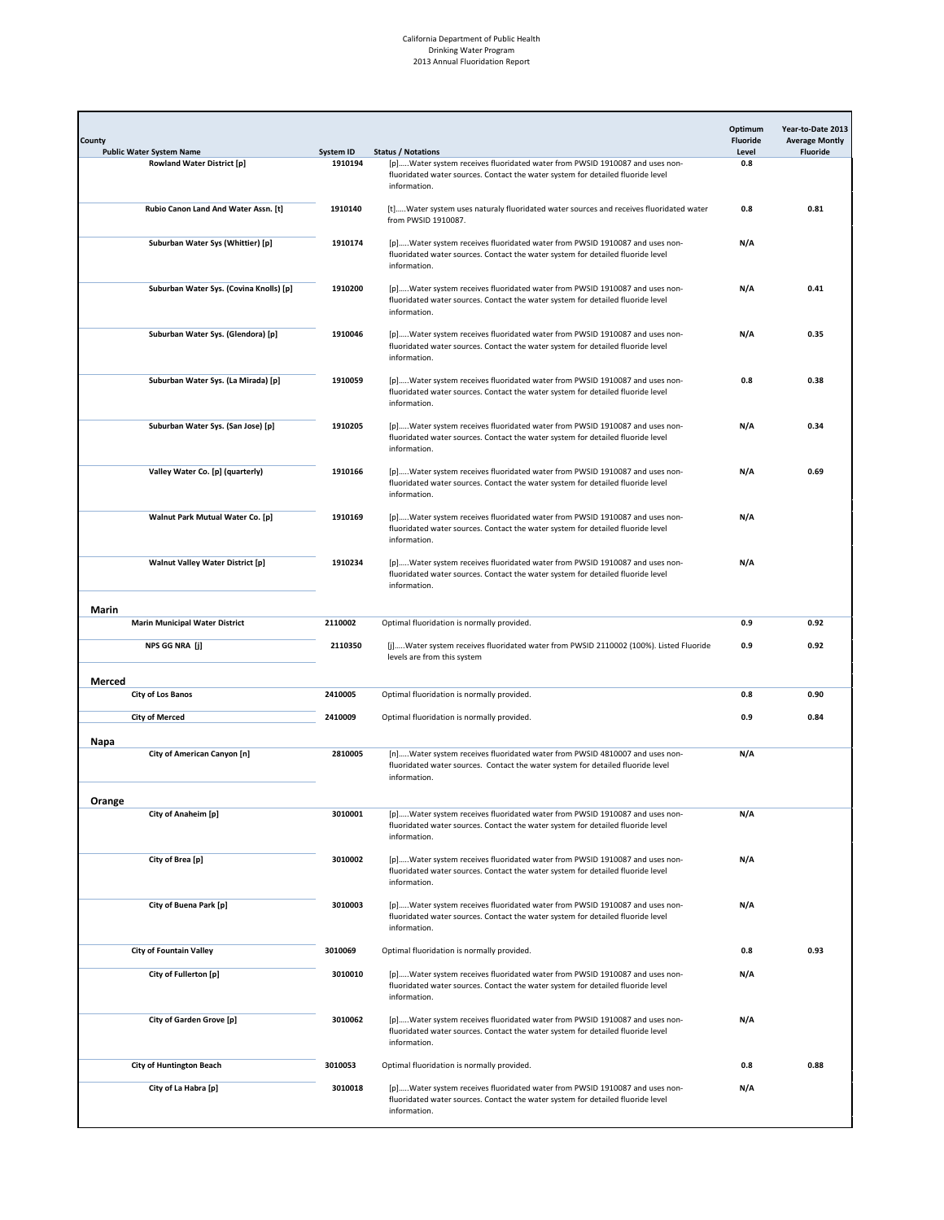California Department of Public Health
Drinking Water Program
2013 Annual Fluoridation Report

| County / Public Water System Name | System ID | Status / Notations | Optimum Fluoride Level | Year-to-Date 2013 Average Montly Fluoride |
|---|---|---|---|---|
| Rowland Water District [p] | 1910194 | [p].....Water system receives fluoridated water from PWSID 1910087 and uses non-fluoridated water sources. Contact the water system for detailed fluoride level information. | 0.8 | |
| Rubio Canon Land And Water Assn. [t] | 1910140 | [t].....Water system uses naturaly fluoridated water sources and receives fluoridated water from PWSID 1910087. | 0.8 | 0.81 |
| Suburban Water Sys (Whittier) [p] | 1910174 | [p].....Water system receives fluoridated water from PWSID 1910087 and uses non-fluoridated water sources. Contact the water system for detailed fluoride level information. | N/A | |
| Suburban Water Sys. (Covina Knolls) [p] | 1910200 | [p].....Water system receives fluoridated water from PWSID 1910087 and uses non-fluoridated water sources. Contact the water system for detailed fluoride level information. | N/A | 0.41 |
| Suburban Water Sys. (Glendora) [p] | 1910046 | [p].....Water system receives fluoridated water from PWSID 1910087 and uses non-fluoridated water sources. Contact the water system for detailed fluoride level information. | N/A | 0.35 |
| Suburban Water Sys. (La Mirada) [p] | 1910059 | [p].....Water system receives fluoridated water from PWSID 1910087 and uses non-fluoridated water sources. Contact the water system for detailed fluoride level information. | 0.8 | 0.38 |
| Suburban Water Sys. (San Jose) [p] | 1910205 | [p].....Water system receives fluoridated water from PWSID 1910087 and uses non-fluoridated water sources. Contact the water system for detailed fluoride level information. | N/A | 0.34 |
| Valley Water Co. [p] (quarterly) | 1910166 | [p].....Water system receives fluoridated water from PWSID 1910087 and uses non-fluoridated water sources. Contact the water system for detailed fluoride level information. | N/A | 0.69 |
| Walnut Park Mutual Water Co. [p] | 1910169 | [p].....Water system receives fluoridated water from PWSID 1910087 and uses non-fluoridated water sources. Contact the water system for detailed fluoride level information. | N/A | |
| Walnut Valley Water District [p] | 1910234 | [p].....Water system receives fluoridated water from PWSID 1910087 and uses non-fluoridated water sources. Contact the water system for detailed fluoride level information. | N/A | |
| **Marin** | | | | |
| Marin Municipal Water District | 2110002 | Optimal fluoridation is normally provided. | 0.9 | 0.92 |
| NPS GG NRA [j] | 2110350 | [j].....Water system receives fluoridated water from PWSID 2110002 (100%). Listed Fluoride levels are from this system | 0.9 | 0.92 |
| **Merced** | | | | |
| City of Los Banos | 2410005 | Optimal fluoridation is normally provided. | 0.8 | 0.90 |
| City of Merced | 2410009 | Optimal fluoridation is normally provided. | 0.9 | 0.84 |
| **Napa** | | | | |
| City of American Canyon [n] | 2810005 | [n].....Water system receives fluoridated water from PWSID 4810007 and uses non-fluoridated water sources. Contact the water system for detailed fluoride level information. | N/A | |
| **Orange** | | | | |
| City of Anaheim [p] | 3010001 | [p].....Water system receives fluoridated water from PWSID 1910087 and uses non-fluoridated water sources. Contact the water system for detailed fluoride level information. | N/A | |
| City of Brea [p] | 3010002 | [p].....Water system receives fluoridated water from PWSID 1910087 and uses non-fluoridated water sources. Contact the water system for detailed fluoride level information. | N/A | |
| City of Buena Park [p] | 3010003 | [p].....Water system receives fluoridated water from PWSID 1910087 and uses non-fluoridated water sources. Contact the water system for detailed fluoride level information. | N/A | |
| City of Fountain Valley | 3010069 | Optimal fluoridation is normally provided. | 0.8 | 0.93 |
| City of Fullerton [p] | 3010010 | [p].....Water system receives fluoridated water from PWSID 1910087 and uses non-fluoridated water sources. Contact the water system for detailed fluoride level information. | N/A | |
| City of Garden Grove [p] | 3010062 | [p].....Water system receives fluoridated water from PWSID 1910087 and uses non-fluoridated water sources. Contact the water system for detailed fluoride level information. | N/A | |
| City of Huntington Beach | 3010053 | Optimal fluoridation is normally provided. | 0.8 | 0.88 |
| City of La Habra [p] | 3010018 | [p].....Water system receives fluoridated water from PWSID 1910087 and uses non-fluoridated water sources. Contact the water system for detailed fluoride level information. | N/A | |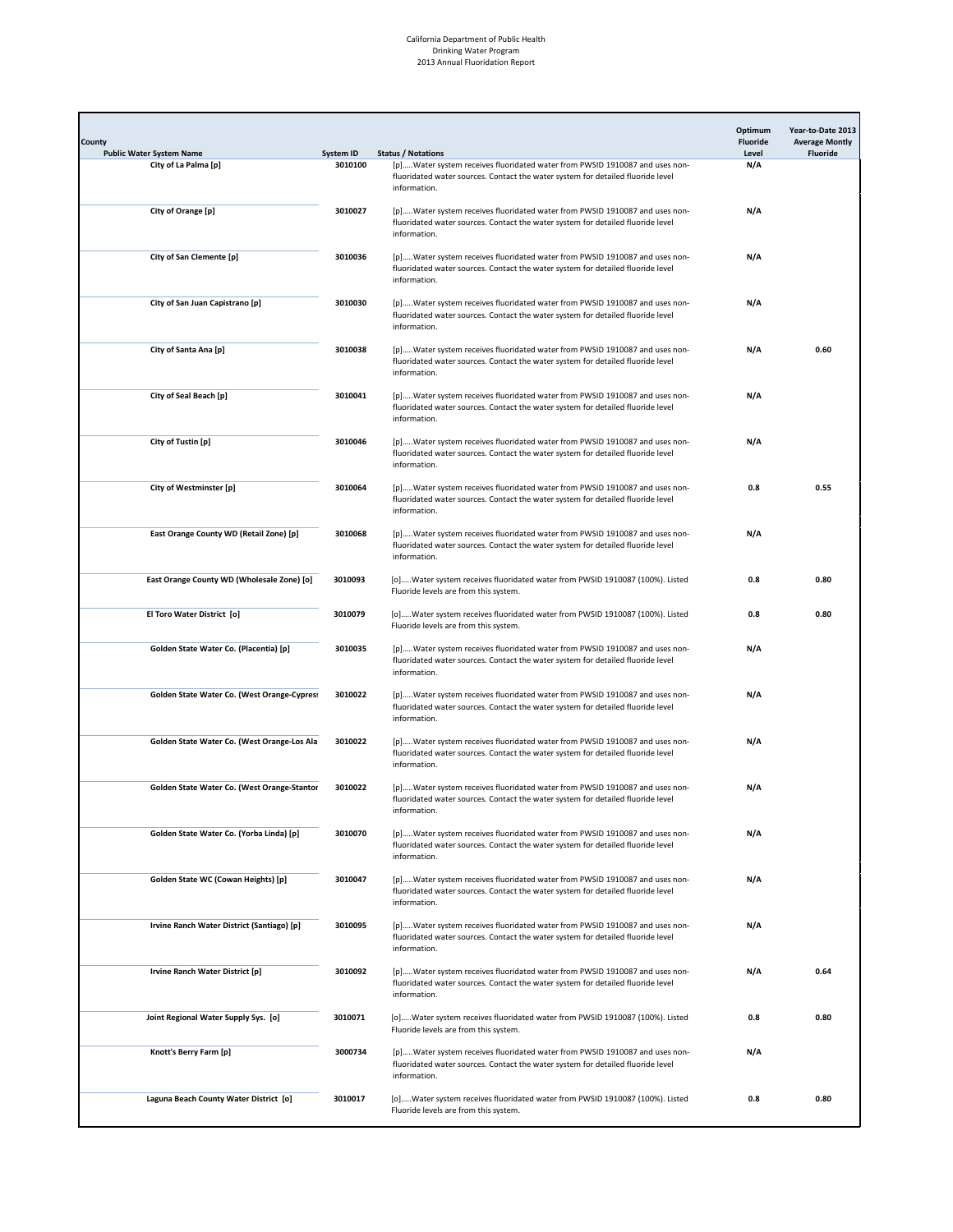California Department of Public Health
Drinking Water Program
2013 Annual Fluoridation Report

| County<br>Public Water System Name | System ID | Status / Notations | Optimum Fluoride Level | Year-to-Date 2013 Average Montly Fluoride |
|---|---|---|---|---|
| City of La Palma [p] | 3010100 | [p].....Water system receives fluoridated water from PWSID 1910087 and uses non-fluoridated water sources. Contact the water system for detailed fluoride level information. | N/A | |
| City of Orange [p] | 3010027 | [p].....Water system receives fluoridated water from PWSID 1910087 and uses non-fluoridated water sources. Contact the water system for detailed fluoride level information. | N/A | |
| City of San Clemente [p] | 3010036 | [p].....Water system receives fluoridated water from PWSID 1910087 and uses non-fluoridated water sources. Contact the water system for detailed fluoride level information. | N/A | |
| City of San Juan Capistrano [p] | 3010030 | [p].....Water system receives fluoridated water from PWSID 1910087 and uses non-fluoridated water sources. Contact the water system for detailed fluoride level information. | N/A | |
| City of Santa Ana [p] | 3010038 | [p].....Water system receives fluoridated water from PWSID 1910087 and uses non-fluoridated water sources. Contact the water system for detailed fluoride level information. | N/A | 0.60 |
| City of Seal Beach [p] | 3010041 | [p].....Water system receives fluoridated water from PWSID 1910087 and uses non-fluoridated water sources. Contact the water system for detailed fluoride level information. | N/A | |
| City of Tustin [p] | 3010046 | [p].....Water system receives fluoridated water from PWSID 1910087 and uses non-fluoridated water sources. Contact the water system for detailed fluoride level information. | N/A | |
| City of Westminster [p] | 3010064 | [p].....Water system receives fluoridated water from PWSID 1910087 and uses non-fluoridated water sources. Contact the water system for detailed fluoride level information. | 0.8 | 0.55 |
| East Orange County WD (Retail Zone) [p] | 3010068 | [p].....Water system receives fluoridated water from PWSID 1910087 and uses non-fluoridated water sources. Contact the water system for detailed fluoride level information. | N/A | |
| East Orange County WD (Wholesale Zone) [o] | 3010093 | [o].....Water system receives fluoridated water from PWSID 1910087 (100%). Listed Fluoride levels are from this system. | 0.8 | 0.80 |
| El Toro Water District [o] | 3010079 | [o].....Water system receives fluoridated water from PWSID 1910087 (100%). Listed Fluoride levels are from this system. | 0.8 | 0.80 |
| Golden State Water Co. (Placentia) [p] | 3010035 | [p].....Water system receives fluoridated water from PWSID 1910087 and uses non-fluoridated water sources. Contact the water system for detailed fluoride level information. | N/A | |
| Golden State Water Co. (West Orange-Cypress | 3010022 | [p].....Water system receives fluoridated water from PWSID 1910087 and uses non-fluoridated water sources. Contact the water system for detailed fluoride level information. | N/A | |
| Golden State Water Co. (West Orange-Los Ala | 3010022 | [p].....Water system receives fluoridated water from PWSID 1910087 and uses non-fluoridated water sources. Contact the water system for detailed fluoride level information. | N/A | |
| Golden State Water Co. (West Orange-Stanton | 3010022 | [p].....Water system receives fluoridated water from PWSID 1910087 and uses non-fluoridated water sources. Contact the water system for detailed fluoride level information. | N/A | |
| Golden State Water Co. (Yorba Linda) [p] | 3010070 | [p].....Water system receives fluoridated water from PWSID 1910087 and uses non-fluoridated water sources. Contact the water system for detailed fluoride level information. | N/A | |
| Golden State WC (Cowan Heights) [p] | 3010047 | [p].....Water system receives fluoridated water from PWSID 1910087 and uses non-fluoridated water sources. Contact the water system for detailed fluoride level information. | N/A | |
| Irvine Ranch Water District (Santiago) [p] | 3010095 | [p].....Water system receives fluoridated water from PWSID 1910087 and uses non-fluoridated water sources. Contact the water system for detailed fluoride level information. | N/A | |
| Irvine Ranch Water District [p] | 3010092 | [p].....Water system receives fluoridated water from PWSID 1910087 and uses non-fluoridated water sources. Contact the water system for detailed fluoride level information. | N/A | 0.64 |
| Joint Regional Water Supply Sys. [o] | 3010071 | [o].....Water system receives fluoridated water from PWSID 1910087 (100%). Listed Fluoride levels are from this system. | 0.8 | 0.80 |
| Knott's Berry Farm [p] | 3000734 | [p].....Water system receives fluoridated water from PWSID 1910087 and uses non-fluoridated water sources. Contact the water system for detailed fluoride level information. | N/A | |
| Laguna Beach County Water District [o] | 3010017 | [o].....Water system receives fluoridated water from PWSID 1910087 (100%). Listed Fluoride levels are from this system. | 0.8 | 0.80 |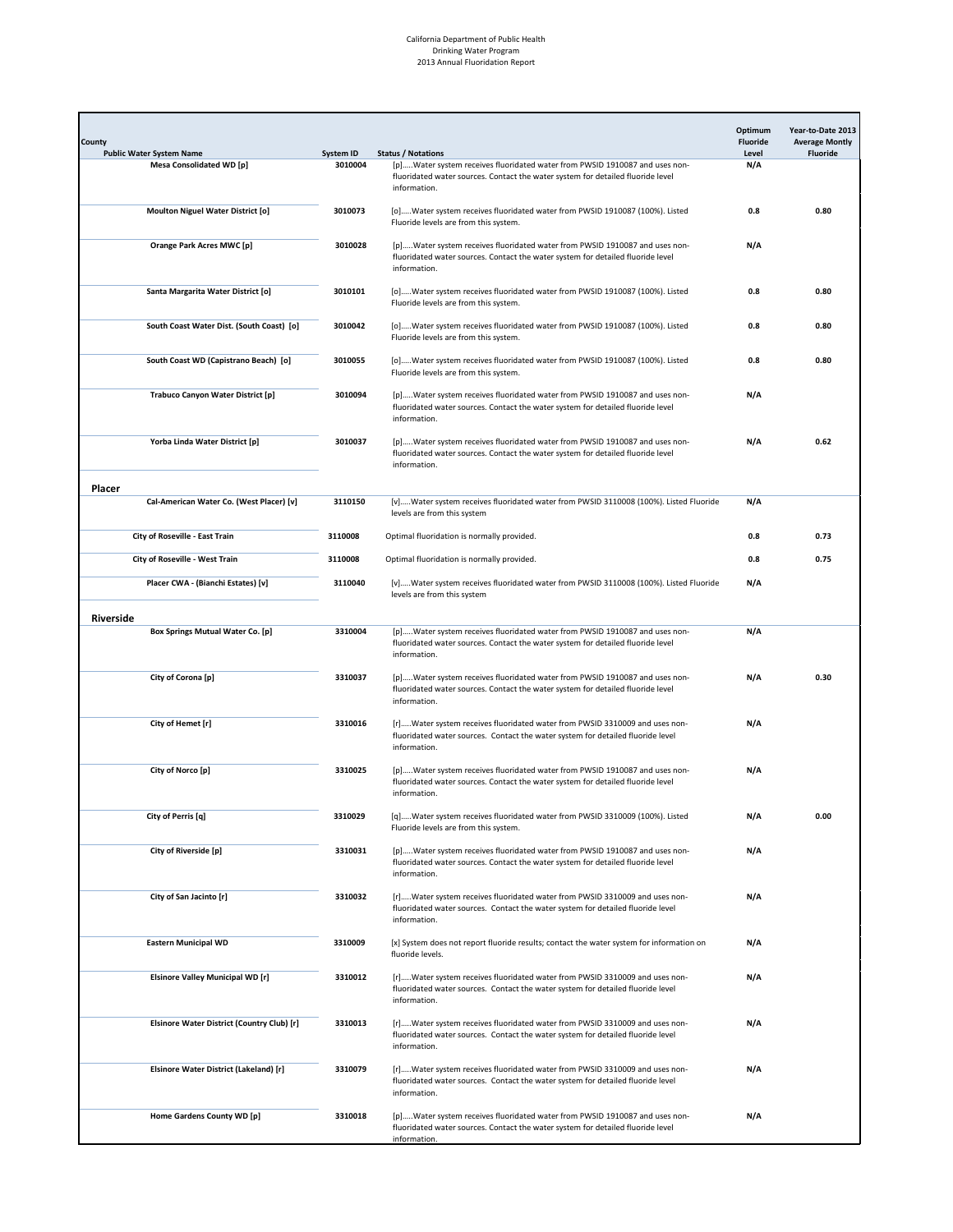California Department of Public Health
Drinking Water Program
2013 Annual Fluoridation Report

| County<br>Public Water System Name | System ID | Status / Notations | Optimum Fluoride Level | Year-to-Date 2013 Average Montly Fluoride |
|---|---|---|---|---|
| **Mesa Consolidated WD [p]** | **3010004** | [p].....Water system receives fluoridated water from PWSID 1910087 and uses non-fluoridated water sources. Contact the water system for detailed fluoride level information. | **N/A** | |
| **Moulton Niguel Water District [o]** | **3010073** | [o].....Water system receives fluoridated water from PWSID 1910087 (100%). Listed Fluoride levels are from this system. | **0.8** | **0.80** |
| **Orange Park Acres MWC [p]** | **3010028** | [p].....Water system receives fluoridated water from PWSID 1910087 and uses non-fluoridated water sources. Contact the water system for detailed fluoride level information. | **N/A** | |
| **Santa Margarita Water District [o]** | **3010101** | [o].....Water system receives fluoridated water from PWSID 1910087 (100%). Listed Fluoride levels are from this system. | **0.8** | **0.80** |
| **South Coast Water Dist. (South Coast) [o]** | **3010042** | [o].....Water system receives fluoridated water from PWSID 1910087 (100%). Listed Fluoride levels are from this system. | **0.8** | **0.80** |
| **South Coast WD (Capistrano Beach) [o]** | **3010055** | [o].....Water system receives fluoridated water from PWSID 1910087 (100%). Listed Fluoride levels are from this system. | **0.8** | **0.80** |
| **Trabuco Canyon Water District [p]** | **3010094** | [p].....Water system receives fluoridated water from PWSID 1910087 and uses non-fluoridated water sources. Contact the water system for detailed fluoride level information. | **N/A** | |
| **Yorba Linda Water District [p]** | **3010037** | [p].....Water system receives fluoridated water from PWSID 1910087 and uses non-fluoridated water sources. Contact the water system for detailed fluoride level information. | **N/A** | **0.62** |
| **Placer** | | | | |
| **Cal-American Water Co. (West Placer) [v]** | **3110150** | [v].....Water system receives fluoridated water from PWSID 3110008 (100%). Listed Fluoride levels are from this system | **N/A** | |
| **City of Roseville - East Train** | **3110008** | Optimal fluoridation is normally provided. | **0.8** | **0.73** |
| **City of Roseville - West Train** | **3110008** | Optimal fluoridation is normally provided. | **0.8** | **0.75** |
| **Placer CWA - (Bianchi Estates) [v]** | **3110040** | [v].....Water system receives fluoridated water from PWSID 3110008 (100%). Listed Fluoride levels are from this system | **N/A** | |
| **Riverside** | | | | |
| **Box Springs Mutual Water Co. [p]** | **3310004** | [p].....Water system receives fluoridated water from PWSID 1910087 and uses non-fluoridated water sources. Contact the water system for detailed fluoride level information. | **N/A** | |
| **City of Corona [p]** | **3310037** | [p].....Water system receives fluoridated water from PWSID 1910087 and uses non-fluoridated water sources. Contact the water system for detailed fluoride level information. | **N/A** | **0.30** |
| **City of Hemet [r]** | **3310016** | [r].....Water system receives fluoridated water from PWSID 3310009 and uses non-fluoridated water sources. Contact the water system for detailed fluoride level information. | **N/A** | |
| **City of Norco [p]** | **3310025** | [p].....Water system receives fluoridated water from PWSID 1910087 and uses non-fluoridated water sources. Contact the water system for detailed fluoride level information. | **N/A** | |
| **City of Perris [q]** | **3310029** | [q].....Water system receives fluoridated water from PWSID 3310009 (100%). Listed Fluoride levels are from this system. | **N/A** | **0.00** |
| **City of Riverside [p]** | **3310031** | [p].....Water system receives fluoridated water from PWSID 1910087 and uses non-fluoridated water sources. Contact the water system for detailed fluoride level information. | **N/A** | |
| **City of San Jacinto [r]** | **3310032** | [r].....Water system receives fluoridated water from PWSID 3310009 and uses non-fluoridated water sources. Contact the water system for detailed fluoride level information. | **N/A** | |
| **Eastern Municipal WD** | **3310009** | [x] System does not report fluoride results; contact the water system for information on fluoride levels. | **N/A** | |
| **Elsinore Valley Municipal WD [r]** | **3310012** | [r].....Water system receives fluoridated water from PWSID 3310009 and uses non-fluoridated water sources. Contact the water system for detailed fluoride level information. | **N/A** | |
| **Elsinore Water District (Country Club) [r]** | **3310013** | [r].....Water system receives fluoridated water from PWSID 3310009 and uses non-fluoridated water sources. Contact the water system for detailed fluoride level information. | **N/A** | |
| **Elsinore Water District (Lakeland) [r]** | **3310079** | [r].....Water system receives fluoridated water from PWSID 3310009 and uses non-fluoridated water sources. Contact the water system for detailed fluoride level information. | **N/A** | |
| **Home Gardens County WD [p]** | **3310018** | [p].....Water system receives fluoridated water from PWSID 1910087 and uses non-fluoridated water sources. Contact the water system for detailed fluoride level information. | **N/A** | |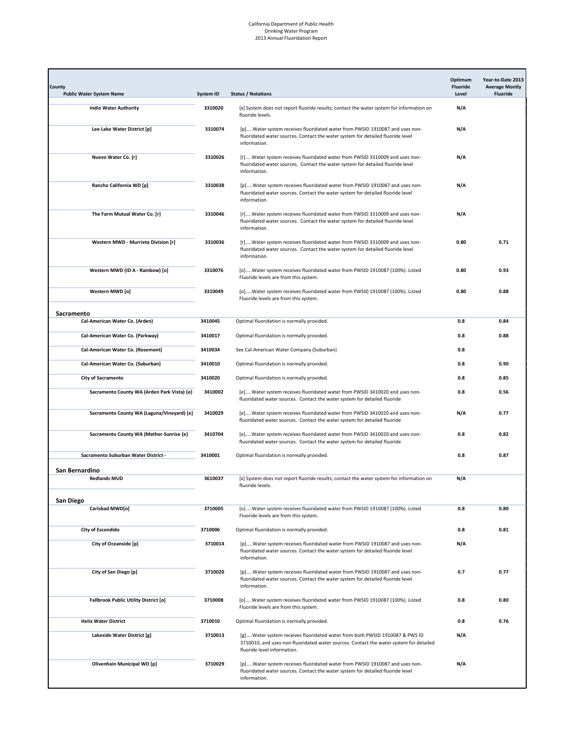California Department of Public Health
Drinking Water Program
2013 Annual Fluoridation Report

| County<br>Public Water System Name | System ID | Status / Notations | Optimum Fluoride Level | Year-to-Date 2013 Average Montly Fluoride |
|---|---|---|---|---|
| Indio Water Authority | 3310020 | [x] System does not report fluoride results; contact the water system for information on fluoride levels. | N/A | |
| Lee Lake Water District [p] | 3310074 | [p].....Water system receives fluoridated water from PWSID 1910087 and uses non-fluoridated water sources. Contact the water system for detailed fluoride level information. | N/A | |
| Nuevo Water Co. [r] | 3310026 | [r].....Water system receives fluoridated water from PWSID 3310009 and uses non-fluoridated water sources. Contact the water system for detailed fluoride level information. | N/A | |
| Rancho California WD [p] | 3310038 | [p].....Water system receives fluoridated water from PWSID 1910087 and uses non-fluoridated water sources. Contact the water system for detailed fluoride level information. | N/A | |
| The Farm Mutual Water Co. [r] | 3310046 | [r].....Water system receives fluoridated water from PWSID 3310009 and uses non-fluoridated water sources. Contact the water system for detailed fluoride level information. | N/A | |
| Western MWD - Murrieta Division [r] | 3310036 | [r].....Water system receives fluoridated water from PWSID 3310009 and uses non-fluoridated water sources. Contact the water system for detailed fluoride level information. | 0.80 | 0.71 |
| Western MWD (ID A - Rainbow) [o] | 3310076 | [o].....Water system receives fluoridated water from PWSID 1910087 (100%). Listed Fluoride levels are from this system. | 0.80 | 0.93 |
| Western MWD [o] | 3310049 | [o].....Water system receives fluoridated water from PWSID 1910087 (100%). Listed Fluoride levels are from this system. | 0.80 | 0.88 |
| **Sacramento** | | | | |
| Cal-American Water Co. (Arden) | 3410045 | Optimal fluoridation is normally provided. | 0.8 | 0.84 |
| Cal-American Water Co. (Parkway) | 3410017 | Optimal fluoridation is normally provided. | 0.8 | 0.88 |
| Cal-American Water Co. (Rosemont) | 3410034 | See Cal-American Water Company (Suburban) | 0.8 | |
| Cal-American Water Co. (Suburban) | 3410010 | Optimal fluoridation is normally provided. | 0.8 | 0.90 |
| City of Sacramento | 3410020 | Optimal fluoridation is normally provided. | 0.8 | 0.85 |
| Sacramento County WA (Arden Park Vista) {e} | 3410002 | [e].....Water system receives fluoridated water from PWSID 3410020 and uses non-fluoridated water sources. Contact the water system for detailed fluoride | 0.8 | 0.56 |
| Sacramento County WA (Laguna/Vineyard) [e] | 3410029 | [e].....Water system receives fluoridated water from PWSID 3410020 and uses non-fluoridated water sources. Contact the water system for detailed fluoride | N/A | 0.77 |
| Sacramento County WA (Mather-Sunrise {e} | 3410704 | [e].....Water system receives fluoridated water from PWSID 3410020 and uses non-fluoridated water sources. Contact the water system for detailed fluoride | 0.8 | 0.82 |
| Sacramento Suburban Water District - | 3410001 | Optimal fluoridation is normally provided. | 0.8 | 0.87 |
| **San Bernardino** | | | | |
| Redlands MUD | 3610037 | [x] System does not report fluoride results; contact the water system for information on fluoride levels. | N/A | |
| **San Diego** | | | | |
| Carlsbad MWD[o] | 3710005 | [o].....Water system receives fluoridated water from PWSID 1910087 (100%). Listed Fluoride levels are from this system. | 0.8 | 0.80 |
| City of Escondido | 3710006 | Optimal fluoridation is normally provided. | 0.8 | 0.81 |
| City of Oceanside [p] | 3710014 | [p].....Water system receives fluoridated water from PWSID 1910087 and uses non-fluoridated water sources. Contact the water system for detailed fluoride level information. | N/A | |
| City of San Diego [p] | 3710020 | [p].....Water system receives fluoridated water from PWSID 1910087 and uses non-fluoridated water sources. Contact the water system for detailed fluoride level information. | 0.7 | 0.77 |
| Fallbrook Public Utility District [o] | 3710008 | [o].....Water system receives fluoridated water from PWSID 1910087 (100%). Listed Fluoride levels are from this system. | 0.8 | 0.80 |
| Helix Water District | 3710010 | Optimal fluoridation is normally provided. | 0.8 | 0.76 |
| Lakeside Water District [g] | 3710013 | [g].....Water system receives fluoridated water from both PWSID 1910087 & PWS ID 3710010, and uses non-fluoridated water sources. Contact the water system for detailed fluoride level information. | N/A | |
| Olivenhain Municipal WD [p] | 3710029 | [p].....Water system receives fluoridated water from PWSID 1910087 and uses non-fluoridated water sources. Contact the water system for detailed fluoride level information. | N/A | |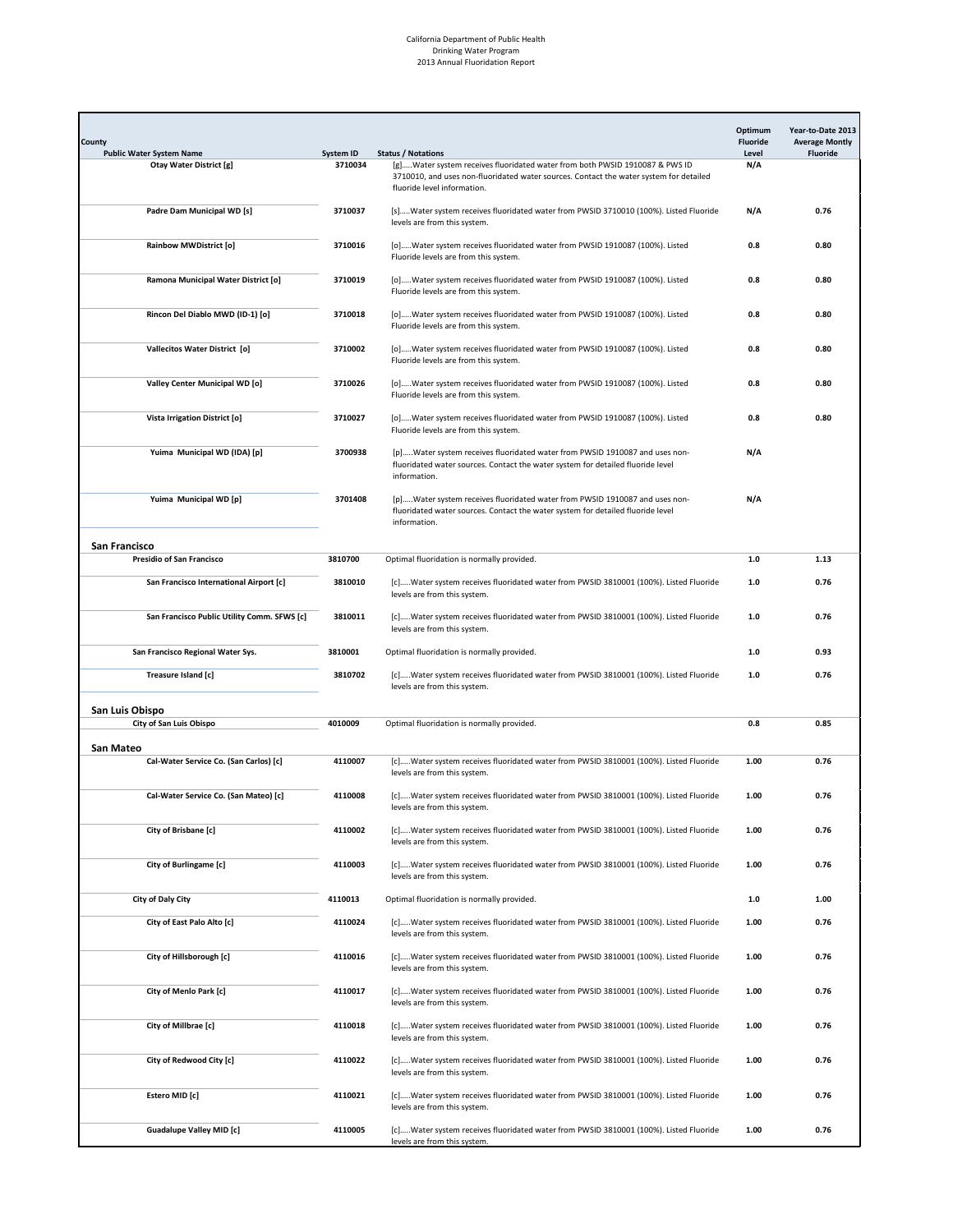California Department of Public Health
Drinking Water Program
2013 Annual Fluoridation Report

| County / Public Water System Name | System ID | Status / Notations | Optimum Fluoride Level | Year-to-Date 2013 Average Montly Fluoride |
|---|---|---|---|---|
| Otay Water District [g] | 3710034 | [g].....Water system receives fluoridated water from both PWSID 1910087 & PWS ID 3710010, and uses non-fluoridated water sources. Contact the water system for detailed fluoride level information. | N/A | |
| Padre Dam Municipal WD [s] | 3710037 | [s].....Water system receives fluoridated water from PWSID 3710010 (100%). Listed Fluoride levels are from this system. | N/A | 0.76 |
| Rainbow MWDistrict [o] | 3710016 | [o].....Water system receives fluoridated water from PWSID 1910087 (100%). Listed Fluoride levels are from this system. | 0.8 | 0.80 |
| Ramona Municipal Water District [o] | 3710019 | [o].....Water system receives fluoridated water from PWSID 1910087 (100%). Listed Fluoride levels are from this system. | 0.8 | 0.80 |
| Rincon Del Diablo MWD (ID-1) [o] | 3710018 | [o].....Water system receives fluoridated water from PWSID 1910087 (100%). Listed Fluoride levels are from this system. | 0.8 | 0.80 |
| Vallecitos Water District [o] | 3710002 | [o].....Water system receives fluoridated water from PWSID 1910087 (100%). Listed Fluoride levels are from this system. | 0.8 | 0.80 |
| Valley Center Municipal WD [o] | 3710026 | [o].....Water system receives fluoridated water from PWSID 1910087 (100%). Listed Fluoride levels are from this system. | 0.8 | 0.80 |
| Vista Irrigation District [o] | 3710027 | [o].....Water system receives fluoridated water from PWSID 1910087 (100%). Listed Fluoride levels are from this system. | 0.8 | 0.80 |
| Yuima Municipal WD (IDA) [p] | 3700938 | [p].....Water system receives fluoridated water from PWSID 1910087 and uses non-fluoridated water sources. Contact the water system for detailed fluoride level information. | N/A | |
| Yuima Municipal WD [p] | 3701408 | [p].....Water system receives fluoridated water from PWSID 1910087 and uses non-fluoridated water sources. Contact the water system for detailed fluoride level information. | N/A | |
| **San Francisco** | | | | |
| Presidio of San Francisco | 3810700 | Optimal fluoridation is normally provided. | 1.0 | 1.13 |
| San Francisco International Airport [c] | 3810010 | [c].....Water system receives fluoridated water from PWSID 3810001 (100%). Listed Fluoride levels are from this system. | 1.0 | 0.76 |
| San Francisco Public Utility Comm. SFWS [c] | 3810011 | [c].....Water system receives fluoridated water from PWSID 3810001 (100%). Listed Fluoride levels are from this system. | 1.0 | 0.76 |
| San Francisco Regional Water Sys. | 3810001 | Optimal fluoridation is normally provided. | 1.0 | 0.93 |
| Treasure Island [c] | 3810702 | [c].....Water system receives fluoridated water from PWSID 3810001 (100%). Listed Fluoride levels are from this system. | 1.0 | 0.76 |
| **San Luis Obispo** | | | | |
| City of San Luis Obispo | 4010009 | Optimal fluoridation is normally provided. | 0.8 | 0.85 |
| **San Mateo** | | | | |
| Cal-Water Service Co. (San Carlos) [c] | 4110007 | [c].....Water system receives fluoridated water from PWSID 3810001 (100%). Listed Fluoride levels are from this system. | 1.00 | 0.76 |
| Cal-Water Service Co. (San Mateo) [c] | 4110008 | [c].....Water system receives fluoridated water from PWSID 3810001 (100%). Listed Fluoride levels are from this system. | 1.00 | 0.76 |
| City of Brisbane [c] | 4110002 | [c].....Water system receives fluoridated water from PWSID 3810001 (100%). Listed Fluoride levels are from this system. | 1.00 | 0.76 |
| City of Burlingame [c] | 4110003 | [c].....Water system receives fluoridated water from PWSID 3810001 (100%). Listed Fluoride levels are from this system. | 1.00 | 0.76 |
| City of Daly City | 4110013 | Optimal fluoridation is normally provided. | 1.0 | 1.00 |
| City of East Palo Alto [c] | 4110024 | [c].....Water system receives fluoridated water from PWSID 3810001 (100%). Listed Fluoride levels are from this system. | 1.00 | 0.76 |
| City of Hillsborough [c] | 4110016 | [c].....Water system receives fluoridated water from PWSID 3810001 (100%). Listed Fluoride levels are from this system. | 1.00 | 0.76 |
| City of Menlo Park [c] | 4110017 | [c].....Water system receives fluoridated water from PWSID 3810001 (100%). Listed Fluoride levels are from this system. | 1.00 | 0.76 |
| City of Millbrae [c] | 4110018 | [c].....Water system receives fluoridated water from PWSID 3810001 (100%). Listed Fluoride levels are from this system. | 1.00 | 0.76 |
| City of Redwood City [c] | 4110022 | [c].....Water system receives fluoridated water from PWSID 3810001 (100%). Listed Fluoride levels are from this system. | 1.00 | 0.76 |
| Estero MID [c] | 4110021 | [c].....Water system receives fluoridated water from PWSID 3810001 (100%). Listed Fluoride levels are from this system. | 1.00 | 0.76 |
| Guadalupe Valley MID [c] | 4110005 | [c].....Water system receives fluoridated water from PWSID 3810001 (100%). Listed Fluoride levels are from this system. | 1.00 | 0.76 |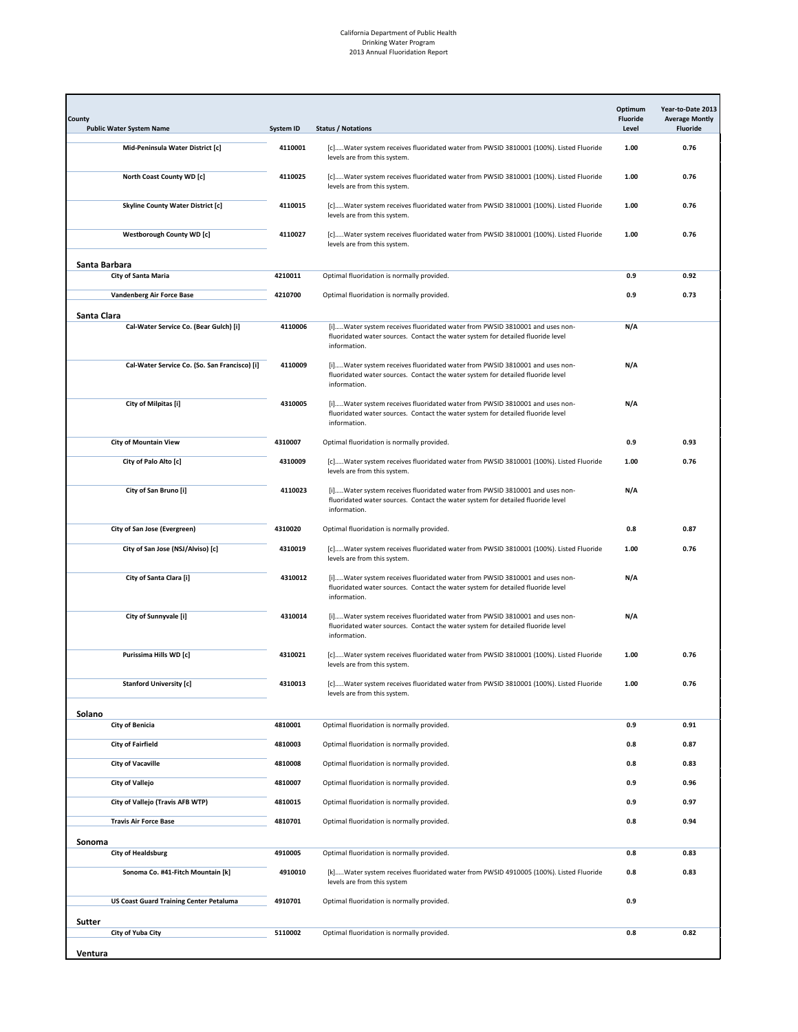California Department of Public Health
Drinking Water Program
2013 Annual Fluoridation Report

| County<br>Public Water System Name | System ID | Status / Notations | Optimum Fluoride Level | Year-to-Date 2013 Average Montly Fluoride |
|---|---|---|---|---|
| **Mid-Peninsula Water District [c]** | **4110001** | [c].....Water system receives fluoridated water from PWSID 3810001 (100%). Listed Fluoride levels are from this system. | **1.00** | **0.76** |
| **North Coast County WD [c]** | **4110025** | [c].....Water system receives fluoridated water from PWSID 3810001 (100%). Listed Fluoride levels are from this system. | **1.00** | **0.76** |
| **Skyline County Water District [c]** | **4110015** | [c].....Water system receives fluoridated water from PWSID 3810001 (100%). Listed Fluoride levels are from this system. | **1.00** | **0.76** |
| **Westborough County WD [c]** | **4110027** | [c].....Water system receives fluoridated water from PWSID 3810001 (100%). Listed Fluoride levels are from this system. | **1.00** | **0.76** |
| **Santa Barbara** | | | | |
| **City of Santa Maria** | **4210011** | Optimal fluoridation is normally provided. | **0.9** | **0.92** |
| **Vandenberg Air Force Base** | **4210700** | Optimal fluoridation is normally provided. | **0.9** | **0.73** |
| **Santa Clara** | | | | |
| **Cal-Water Service Co. (Bear Gulch) [i]** | **4110006** | [i].....Water system receives fluoridated water from PWSID 3810001 and uses non-fluoridated water sources. Contact the water system for detailed fluoride level information. | **N/A** | |
| **Cal-Water Service Co. (So. San Francisco) [i]** | **4110009** | [i].....Water system receives fluoridated water from PWSID 3810001 and uses non-fluoridated water sources. Contact the water system for detailed fluoride level information. | **N/A** | |
| **City of Milpitas [i]** | **4310005** | [i].....Water system receives fluoridated water from PWSID 3810001 and uses non-fluoridated water sources. Contact the water system for detailed fluoride level information. | **N/A** | |
| **City of Mountain View** | **4310007** | Optimal fluoridation is normally provided. | **0.9** | **0.93** |
| **City of Palo Alto [c]** | **4310009** | [c].....Water system receives fluoridated water from PWSID 3810001 (100%). Listed Fluoride levels are from this system. | **1.00** | **0.76** |
| **City of San Bruno [i]** | **4110023** | [i].....Water system receives fluoridated water from PWSID 3810001 and uses non-fluoridated water sources. Contact the water system for detailed fluoride level information. | **N/A** | |
| **City of San Jose (Evergreen)** | **4310020** | Optimal fluoridation is normally provided. | **0.8** | **0.87** |
| **City of San Jose (NSJ/Alviso) [c]** | **4310019** | [c].....Water system receives fluoridated water from PWSID 3810001 (100%). Listed Fluoride levels are from this system. | **1.00** | **0.76** |
| **City of Santa Clara [i]** | **4310012** | [i].....Water system receives fluoridated water from PWSID 3810001 and uses non-fluoridated water sources. Contact the water system for detailed fluoride level information. | **N/A** | |
| **City of Sunnyvale [i]** | **4310014** | [i].....Water system receives fluoridated water from PWSID 3810001 and uses non-fluoridated water sources. Contact the water system for detailed fluoride level information. | **N/A** | |
| **Purissima Hills WD [c]** | **4310021** | [c].....Water system receives fluoridated water from PWSID 3810001 (100%). Listed Fluoride levels are from this system. | **1.00** | **0.76** |
| **Stanford University [c]** | **4310013** | [c].....Water system receives fluoridated water from PWSID 3810001 (100%). Listed Fluoride levels are from this system. | **1.00** | **0.76** |
| **Solano** | | | | |
| **City of Benicia** | **4810001** | Optimal fluoridation is normally provided. | **0.9** | **0.91** |
| **City of Fairfield** | **4810003** | Optimal fluoridation is normally provided. | **0.8** | **0.87** |
| **City of Vacaville** | **4810008** | Optimal fluoridation is normally provided. | **0.8** | **0.83** |
| **City of Vallejo** | **4810007** | Optimal fluoridation is normally provided. | **0.9** | **0.96** |
| **City of Vallejo (Travis AFB WTP)** | **4810015** | Optimal fluoridation is normally provided. | **0.9** | **0.97** |
| **Travis Air Force Base** | **4810701** | Optimal fluoridation is normally provided. | **0.8** | **0.94** |
| **Sonoma** | | | | |
| **City of Healdsburg** | **4910005** | Optimal fluoridation is normally provided. | **0.8** | **0.83** |
| **Sonoma Co. #41-Fitch Mountain [k]** | **4910010** | [k].....Water system receives fluoridated water from PWSID 4910005 (100%). Listed Fluoride levels are from this system | **0.8** | **0.83** |
| **US Coast Guard Training Center Petaluma** | **4910701** | Optimal fluoridation is normally provided. | **0.9** | |
| **Sutter** | | | | |
| **City of Yuba City** | **5110002** | Optimal fluoridation is normally provided. | **0.8** | **0.82** |
| **Ventura** | | | | |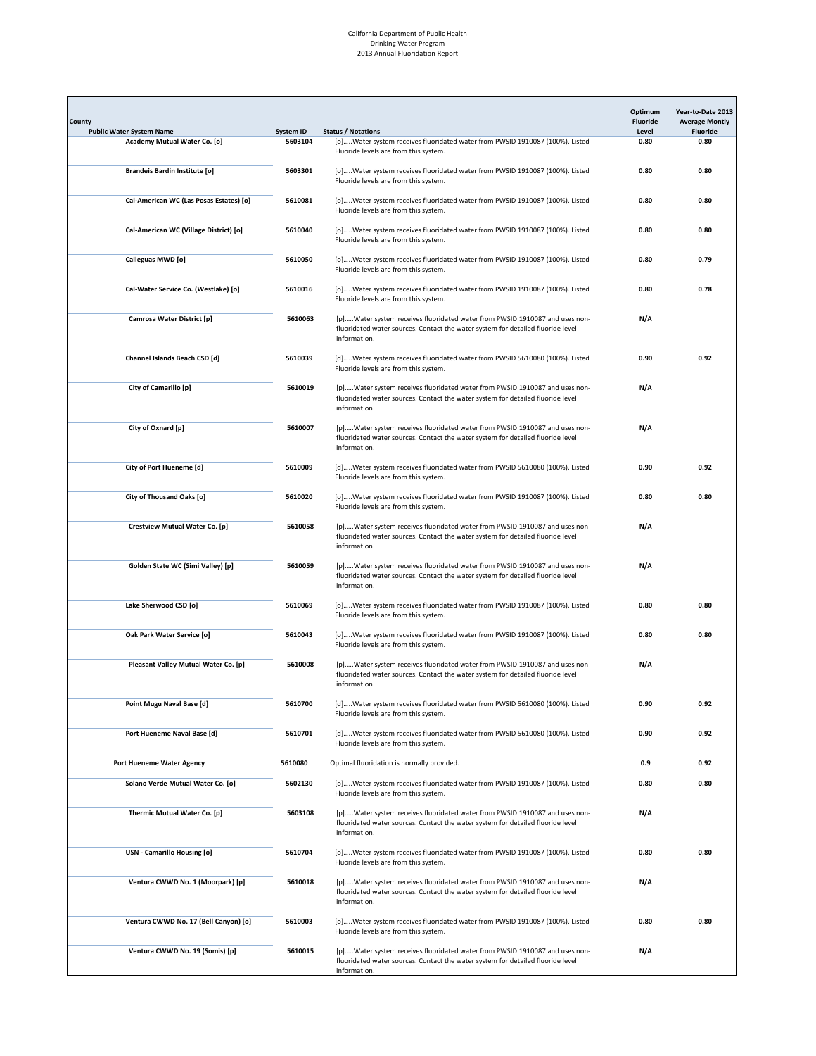California Department of Public Health
Drinking Water Program
2013 Annual Fluoridation Report

| County<br>Public Water System Name | System ID | Status / Notations | Optimum Fluoride Level | Year-to-Date 2013 Average Montly Fluoride |
|---|---|---|---|---|
| Academy Mutual Water Co. [o] | 5603104 | [o].....Water system receives fluoridated water from PWSID 1910087 (100%). Listed Fluoride levels are from this system. | 0.80 | 0.80 |
| Brandeis Bardin Institute [o] | 5603301 | [o].....Water system receives fluoridated water from PWSID 1910087 (100%). Listed Fluoride levels are from this system. | 0.80 | 0.80 |
| Cal-American WC (Las Posas Estates) [o] | 5610081 | [o].....Water system receives fluoridated water from PWSID 1910087 (100%). Listed Fluoride levels are from this system. | 0.80 | 0.80 |
| Cal-American WC (Village District) [o] | 5610040 | [o].....Water system receives fluoridated water from PWSID 1910087 (100%). Listed Fluoride levels are from this system. | 0.80 | 0.80 |
| Calleguas MWD [o] | 5610050 | [o].....Water system receives fluoridated water from PWSID 1910087 (100%). Listed Fluoride levels are from this system. | 0.80 | 0.79 |
| Cal-Water Service Co. (Westlake) [o] | 5610016 | [o].....Water system receives fluoridated water from PWSID 1910087 (100%). Listed Fluoride levels are from this system. | 0.80 | 0.78 |
| Camrosa Water District [p] | 5610063 | [p].....Water system receives fluoridated water from PWSID 1910087 and uses non-fluoridated water sources. Contact the water system for detailed fluoride level information. | N/A | |
| Channel Islands Beach CSD [d] | 5610039 | [d].....Water system receives fluoridated water from PWSID 5610080 (100%). Listed Fluoride levels are from this system. | 0.90 | 0.92 |
| City of Camarillo [p] | 5610019 | [p].....Water system receives fluoridated water from PWSID 1910087 and uses non-fluoridated water sources. Contact the water system for detailed fluoride level information. | N/A | |
| City of Oxnard [p] | 5610007 | [p].....Water system receives fluoridated water from PWSID 1910087 and uses non-fluoridated water sources. Contact the water system for detailed fluoride level information. | N/A | |
| City of Port Hueneme [d] | 5610009 | [d].....Water system receives fluoridated water from PWSID 5610080 (100%). Listed Fluoride levels are from this system. | 0.90 | 0.92 |
| City of Thousand Oaks [o] | 5610020 | [o].....Water system receives fluoridated water from PWSID 1910087 (100%). Listed Fluoride levels are from this system. | 0.80 | 0.80 |
| Crestview Mutual Water Co. [p] | 5610058 | [p].....Water system receives fluoridated water from PWSID 1910087 and uses non-fluoridated water sources. Contact the water system for detailed fluoride level information. | N/A | |
| Golden State WC (Simi Valley) [p] | 5610059 | [p].....Water system receives fluoridated water from PWSID 1910087 and uses non-fluoridated water sources. Contact the water system for detailed fluoride level information. | N/A | |
| Lake Sherwood CSD [o] | 5610069 | [o].....Water system receives fluoridated water from PWSID 1910087 (100%). Listed Fluoride levels are from this system. | 0.80 | 0.80 |
| Oak Park Water Service [o] | 5610043 | [o].....Water system receives fluoridated water from PWSID 1910087 (100%). Listed Fluoride levels are from this system. | 0.80 | 0.80 |
| Pleasant Valley Mutual Water Co. [p] | 5610008 | [p].....Water system receives fluoridated water from PWSID 1910087 and uses non-fluoridated water sources. Contact the water system for detailed fluoride level information. | N/A | |
| Point Mugu Naval Base [d] | 5610700 | [d].....Water system receives fluoridated water from PWSID 5610080 (100%). Listed Fluoride levels are from this system. | 0.90 | 0.92 |
| Port Hueneme Naval Base [d] | 5610701 | [d].....Water system receives fluoridated water from PWSID 5610080 (100%). Listed Fluoride levels are from this system. | 0.90 | 0.92 |
| Port Hueneme Water Agency | 5610080 | Optimal fluoridation is normally provided. | 0.9 | 0.92 |
| Solano Verde Mutual Water Co. [o] | 5602130 | [o].....Water system receives fluoridated water from PWSID 1910087 (100%). Listed Fluoride levels are from this system. | 0.80 | 0.80 |
| Thermic Mutual Water Co. [p] | 5603108 | [p].....Water system receives fluoridated water from PWSID 1910087 and uses non-fluoridated water sources. Contact the water system for detailed fluoride level information. | N/A | |
| USN - Camarillo Housing [o] | 5610704 | [o].....Water system receives fluoridated water from PWSID 1910087 (100%). Listed Fluoride levels are from this system. | 0.80 | 0.80 |
| Ventura CWWD No. 1 (Moorpark) [p] | 5610018 | [p].....Water system receives fluoridated water from PWSID 1910087 and uses non-fluoridated water sources. Contact the water system for detailed fluoride level information. | N/A | |
| Ventura CWWD No. 17 (Bell Canyon) [o] | 5610003 | [o].....Water system receives fluoridated water from PWSID 1910087 (100%). Listed Fluoride levels are from this system. | 0.80 | 0.80 |
| Ventura CWWD No. 19 (Somis) [p] | 5610015 | [p].....Water system receives fluoridated water from PWSID 1910087 and uses non-fluoridated water sources. Contact the water system for detailed fluoride level information. | N/A | |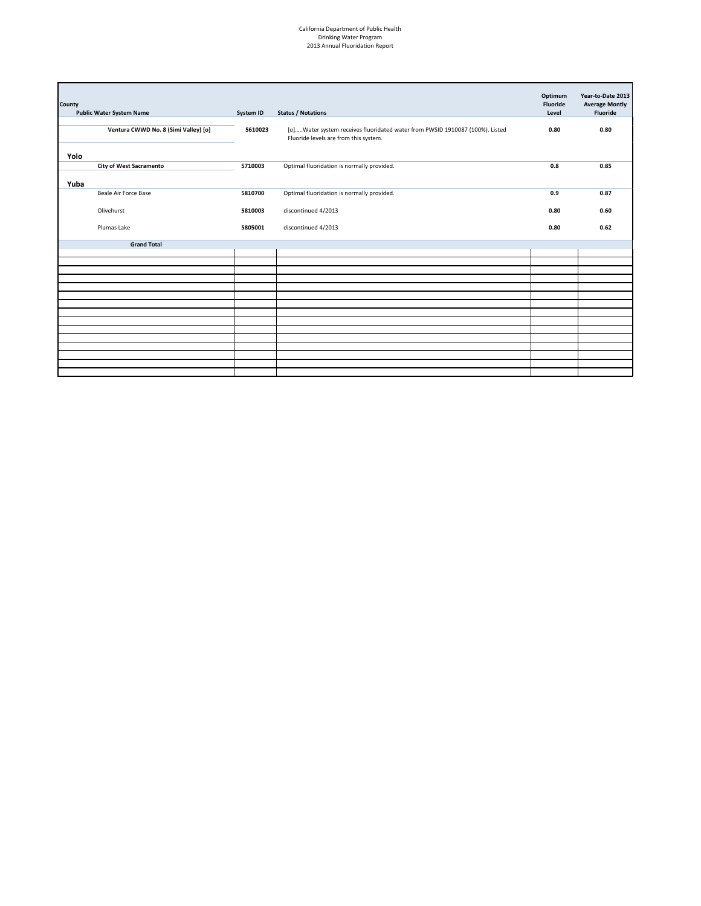California Department of Public Health
Drinking Water Program
2013 Annual Fluoridation Report

| County / Public Water System Name | System ID | Status / Notations | Optimum Fluoride Level | Year-to-Date 2013 Average Montly Fluoride |
|---|---|---|---|---|
| **Ventura CWWD No. 8 (Simi Valley) [o]** | **5610023** | [o].....Water system receives fluoridated water from PWSID 1910087 (100%). Listed Fluoride levels are from this system. | **0.80** | **0.80** |
| **Yolo** | | | | |
| **City of West Sacramento** | **5710003** | Optimal fluoridation is normally provided. | **0.8** | **0.85** |
| **Yuba** | | | | |
| Beale Air Force Base | **5810700** | Optimal fluoridation is normally provided. | **0.9** | **0.87** |
| Olivehurst | **5810003** | discontinued 4/2013 | **0.80** | **0.60** |
| Plumas Lake | **5805001** | discontinued 4/2013 | **0.80** | **0.62** |
| **Grand Total** | | | | |